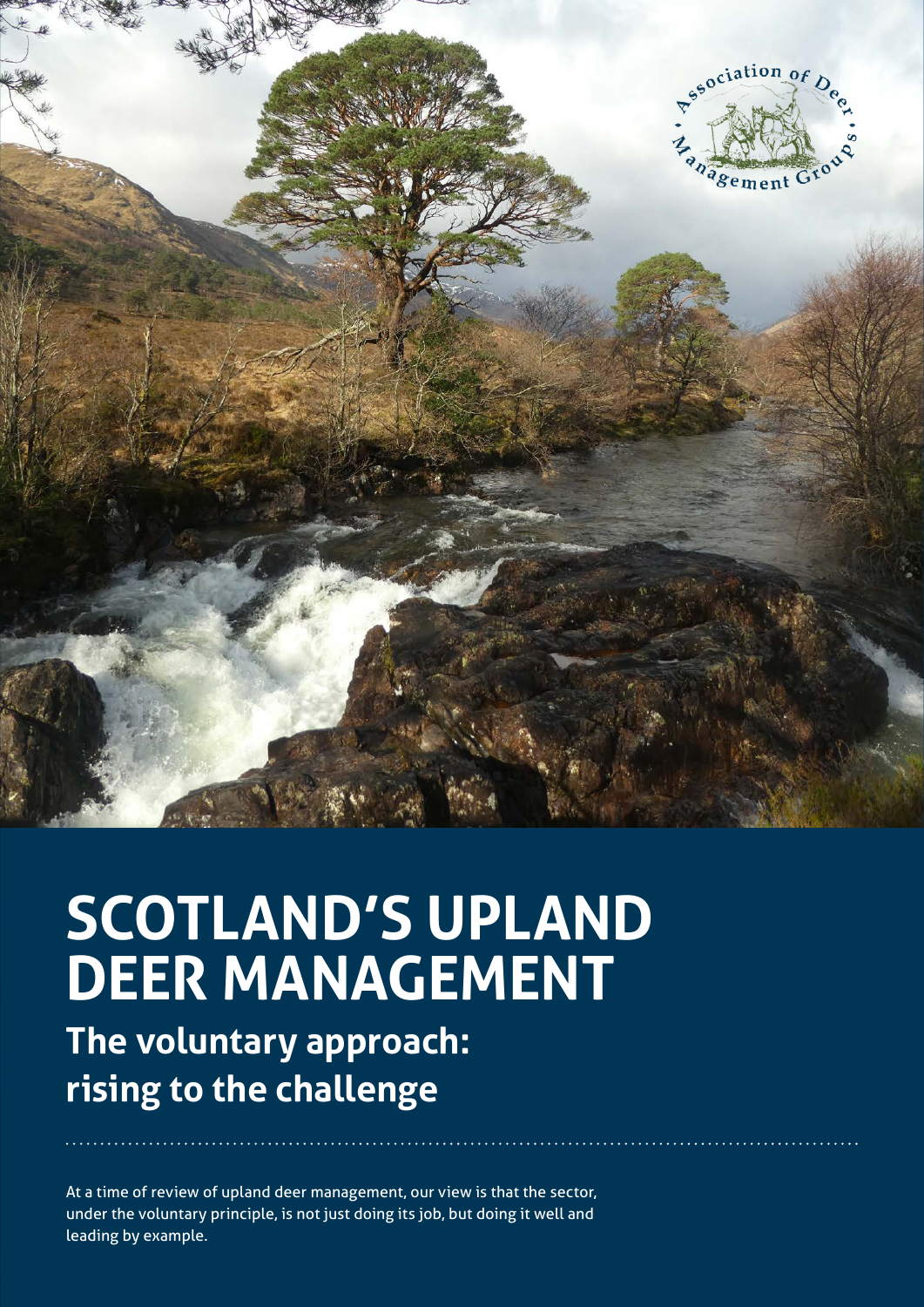# SCOTLAND'S UPLAND DEER MANAGEMENT

## The voluntary approach: rising to the challenge

At a time of review of upland deer management, our view is that the sector, under the voluntary principle, is not just doing its job, but doing it well and leading by example.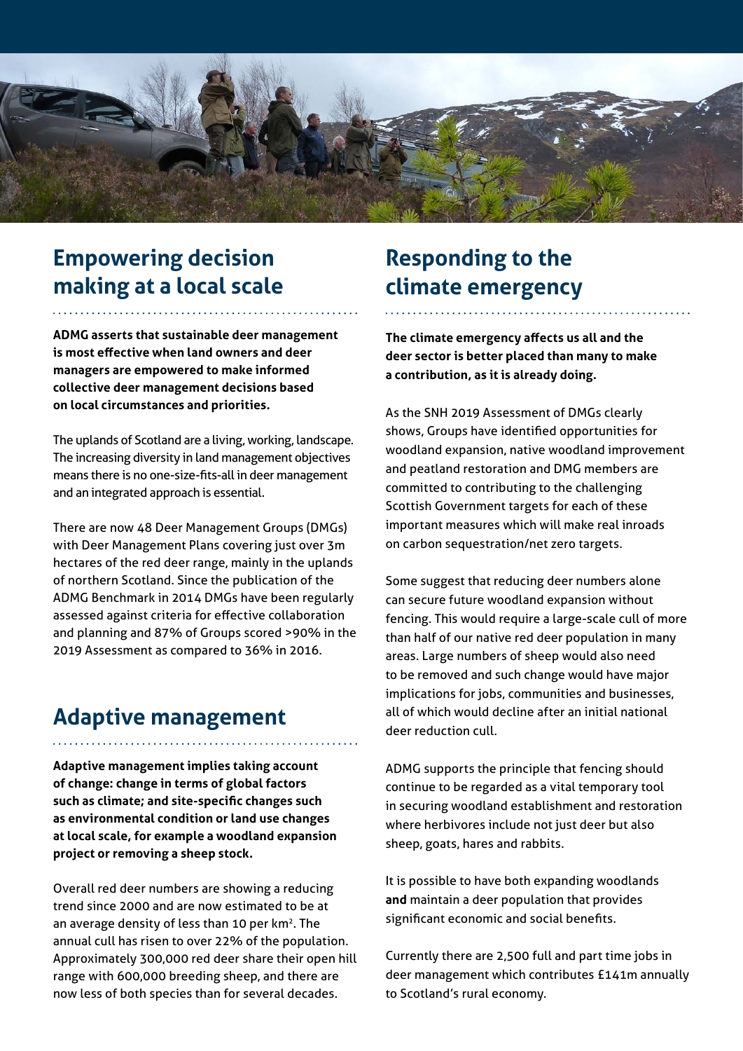## Empowering decision making at a local scale

**ADMG asserts that sustainable deer management is most effective when land owners and deer managers are empowered to make informed collective deer management decisions based on local circumstances and priorities.**

The uplands of Scotland are a living, working, landscape. The increasing diversity in land management objectives means there is no one-size-fits-all in deer management and an integrated approach is essential.

There are now 48 Deer Management Groups (DMGs) with Deer Management Plans covering just over 3m hectares of the red deer range, mainly in the uplands of northern Scotland. Since the publication of the ADMG Benchmark in 2014 DMGs have been regularly assessed against criteria for effective collaboration and planning and 87% of Groups scored >90% in the 2019 Assessment as compared to 36% in 2016.

## Adaptive management

**Adaptive management implies taking account of change: change in terms of global factors such as climate; and site-specific changes such as environmental condition or land use changes at local scale, for example a woodland expansion project or removing a sheep stock.**

Overall red deer numbers are showing a reducing trend since 2000 and are now estimated to be at an average density of less than 10 per $km^2$. The annual cull has risen to over 22% of the population. Approximately 300,000 red deer share their open hill range with 600,000 breeding sheep, and there are now less of both species than for several decades.

## Responding to the climate emergency

**The climate emergency affects us all and the deer sector is better placed than many to make a contribution, as it is already doing.**

As the SNH 2019 Assessment of DMGs clearly shows, Groups have identified opportunities for woodland expansion, native woodland improvement and peatland restoration and DMG members are committed to contributing to the challenging Scottish Government targets for each of these important measures which will make real inroads on carbon sequestration/net zero targets.

Some suggest that reducing deer numbers alone can secure future woodland expansion without fencing. This would require a large-scale cull of more than half of our native red deer population in many areas. Large numbers of sheep would also need to be removed and such change would have major implications for jobs, communities and businesses, all of which would decline after an initial national deer reduction cull.

ADMG supports the principle that fencing should continue to be regarded as a vital temporary tool in securing woodland establishment and restoration where herbivores include not just deer but also sheep, goats, hares and rabbits.

It is possible to have both expanding woodlands **and** maintain a deer population that provides significant economic and social benefits.

Currently there are 2,500 full and part time jobs in deer management which contributes £141m annually to Scotland's rural economy.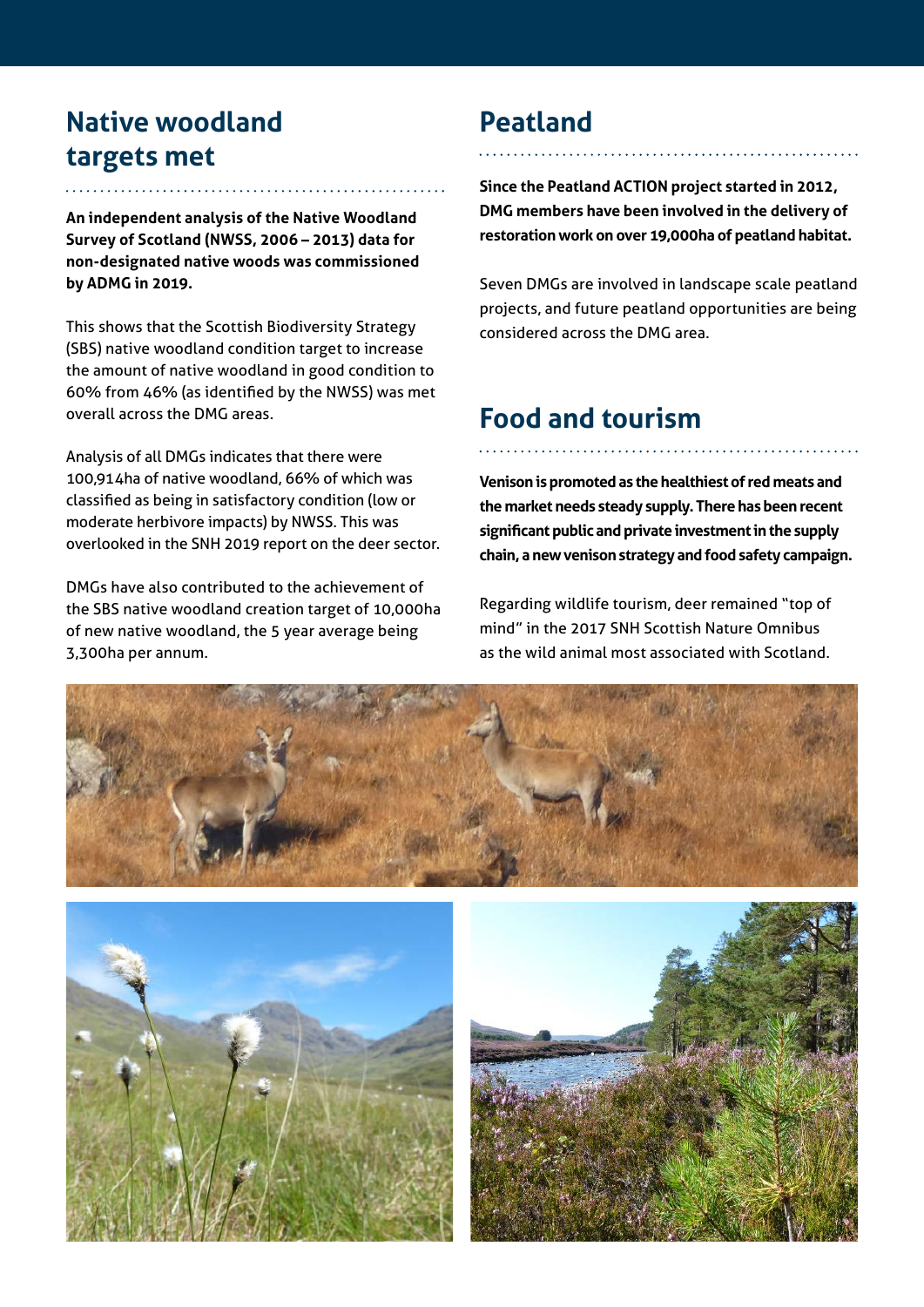## Native woodland targets met

**An independent analysis of the Native Woodland Survey of Scotland (NWSS, 2006 – 2013) data for non-designated native woods was commissioned by ADMG in 2019.**

This shows that the Scottish Biodiversity Strategy (SBS) native woodland condition target to increase the amount of native woodland in good condition to 60% from 46% (as identified by the NWSS) was met overall across the DMG areas.

Analysis of all DMGs indicates that there were 100,914ha of native woodland, 66% of which was classified as being in satisfactory condition (low or moderate herbivore impacts) by NWSS. This was overlooked in the SNH 2019 report on the deer sector.

DMGs have also contributed to the achievement of the SBS native woodland creation target of 10,000ha of new native woodland, the 5 year average being 3,300ha per annum.

## Peatland

**Since the Peatland ACTION project started in 2012, DMG members have been involved in the delivery of restoration work on over 19,000ha of peatland habitat.**

Seven DMGs are involved in landscape scale peatland projects, and future peatland opportunities are being considered across the DMG area.

## Food and tourism

**Venison is promoted as the healthiest of red meats and the market needs steady supply. There has been recent significant public and private investment in the supply chain, a new venison strategy and food safety campaign.**

Regarding wildlife tourism, deer remained "top of mind" in the 2017 SNH Scottish Nature Omnibus as the wild animal most associated with Scotland.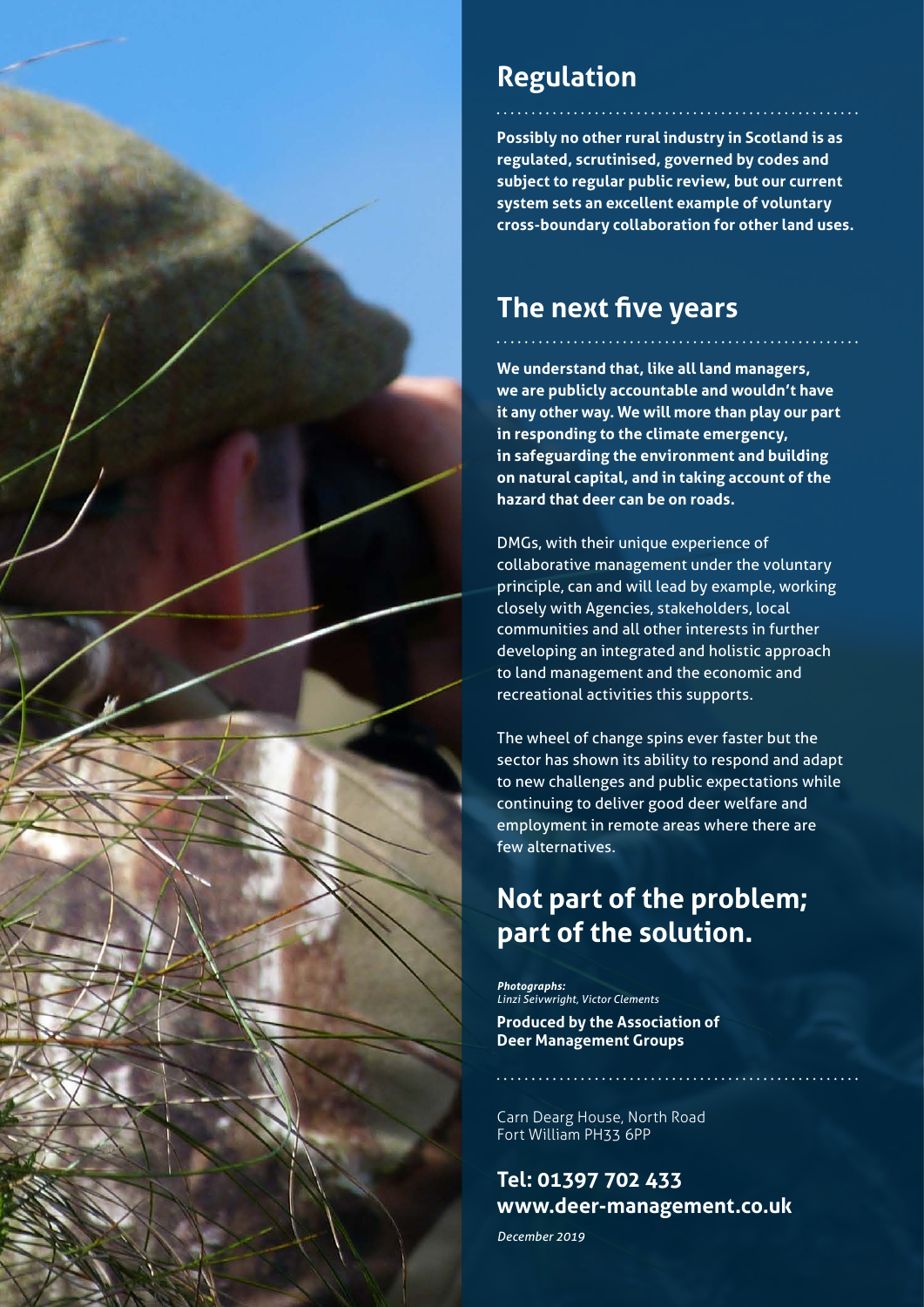## Regulation

**Possibly no other rural industry in Scotland is as regulated, scrutinised, governed by codes and subject to regular public review, but our current system sets an excellent example of voluntary cross-boundary collaboration for other land uses.**

## The next five years

**We understand that, like all land managers, we are publicly accountable and wouldn't have it any other way. We will more than play our part in responding to the climate emergency, in safeguarding the environment and building on natural capital, and in taking account of the hazard that deer can be on roads.**

DMGs, with their unique experience of collaborative management under the voluntary principle, can and will lead by example, working closely with Agencies, stakeholders, local communities and all other interests in further developing an integrated and holistic approach to land management and the economic and recreational activities this supports.

The wheel of change spins ever faster but the sector has shown its ability to respond and adapt to new challenges and public expectations while continuing to deliver good deer welfare and employment in remote areas where there are few alternatives.

## Not part of the problem; part of the solution.

***Photographs:***
*Linzi Seivwright, Victor Clements*

**Produced by the Association of Deer Management Groups**

Carn Dearg House, North Road
Fort William PH33 6PP

**Tel: 01397 702 433**
**www.deer-management.co.uk**

*December 2019*